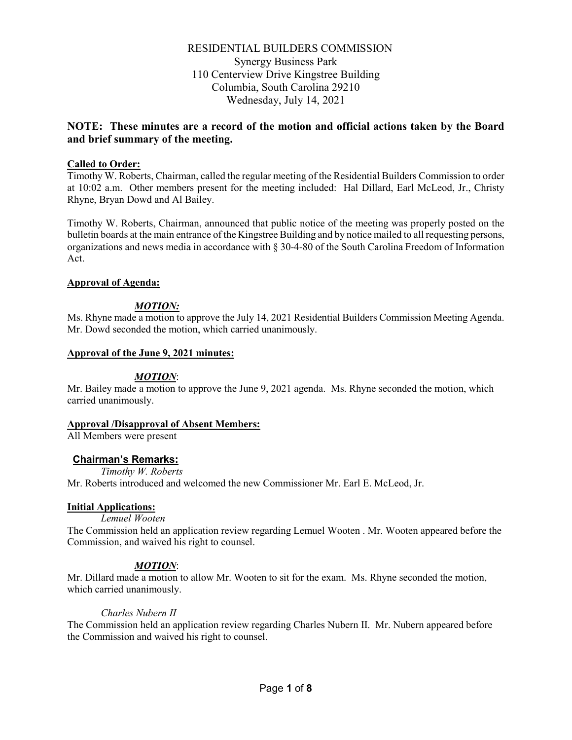RESIDENTIAL BUILDERS COMMISSION
Synergy Business Park
110 Centerview Drive Kingstree Building
Columbia, South Carolina 29210
Wednesday, July 14, 2021

**NOTE: These minutes are a record of the motion and official actions taken by the Board and brief summary of the meeting.**

**Called to Order:**

Timothy W. Roberts, Chairman, called the regular meeting of the Residential Builders Commission to order at 10:02 a.m. Other members present for the meeting included: Hal Dillard, Earl McLeod, Jr., Christy Rhyne, Bryan Dowd and Al Bailey.

Timothy W. Roberts, Chairman, announced that public notice of the meeting was properly posted on the bulletin boards at the main entrance of the Kingstree Building and by notice mailed to all requesting persons, organizations and news media in accordance with § 30-4-80 of the South Carolina Freedom of Information Act.

**Approval of Agenda:**

***MOTION:***

Ms. Rhyne made a motion to approve the July 14, 2021 Residential Builders Commission Meeting Agenda. Mr. Dowd seconded the motion, which carried unanimously.

**Approval of the June 9, 2021 minutes:**

***MOTION***:

Mr. Bailey made a motion to approve the June 9, 2021 agenda. Ms. Rhyne seconded the motion, which carried unanimously.

**Approval /Disapproval of Absent Members:**

All Members were present

**Chairman's Remarks:**

*Timothy W. Roberts*

Mr. Roberts introduced and welcomed the new Commissioner Mr. Earl E. McLeod, Jr.

**Initial Applications:**

*Lemuel Wooten*

The Commission held an application review regarding Lemuel Wooten . Mr. Wooten appeared before the Commission, and waived his right to counsel.

***MOTION***:

Mr. Dillard made a motion to allow Mr. Wooten to sit for the exam. Ms. Rhyne seconded the motion, which carried unanimously.

*Charles Nubern II*

The Commission held an application review regarding Charles Nubern II. Mr. Nubern appeared before the Commission and waived his right to counsel.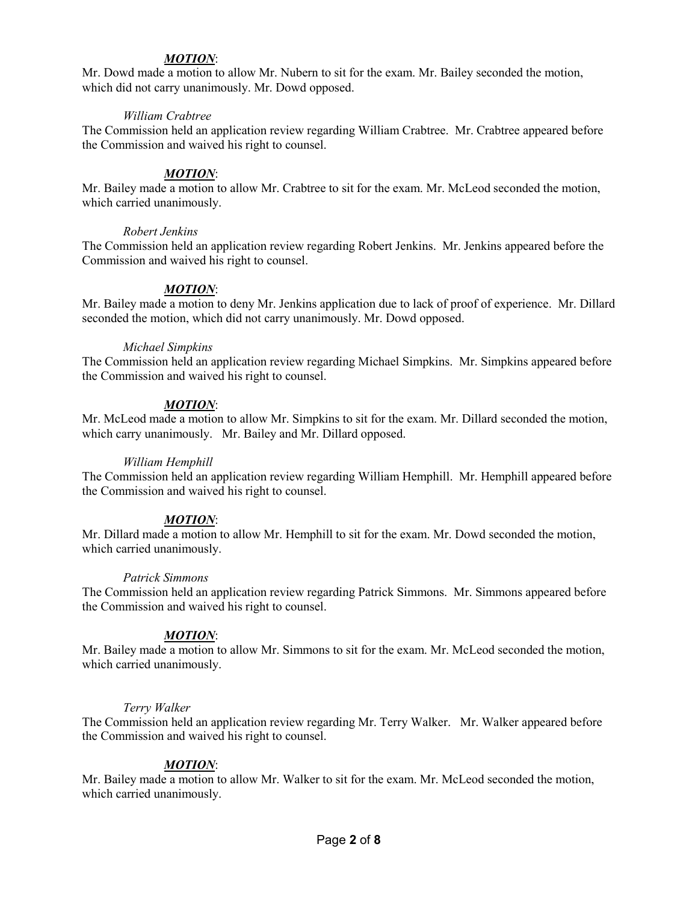***MOTION***:

Mr. Dowd made a motion to allow Mr. Nubern to sit for the exam. Mr. Bailey seconded the motion, which did not carry unanimously. Mr. Dowd opposed.

*William Crabtree*

The Commission held an application review regarding William Crabtree. Mr. Crabtree appeared before the Commission and waived his right to counsel.

***MOTION***:

Mr. Bailey made a motion to allow Mr. Crabtree to sit for the exam. Mr. McLeod seconded the motion, which carried unanimously.

*Robert Jenkins*

The Commission held an application review regarding Robert Jenkins. Mr. Jenkins appeared before the Commission and waived his right to counsel.

***MOTION***:

Mr. Bailey made a motion to deny Mr. Jenkins application due to lack of proof of experience. Mr. Dillard seconded the motion, which did not carry unanimously. Mr. Dowd opposed.

*Michael Simpkins*

The Commission held an application review regarding Michael Simpkins. Mr. Simpkins appeared before the Commission and waived his right to counsel.

***MOTION***:

Mr. McLeod made a motion to allow Mr. Simpkins to sit for the exam. Mr. Dillard seconded the motion, which carry unanimously. Mr. Bailey and Mr. Dillard opposed.

*William Hemphill*

The Commission held an application review regarding William Hemphill. Mr. Hemphill appeared before the Commission and waived his right to counsel.

***MOTION***:

Mr. Dillard made a motion to allow Mr. Hemphill to sit for the exam. Mr. Dowd seconded the motion, which carried unanimously.

*Patrick Simmons*

The Commission held an application review regarding Patrick Simmons. Mr. Simmons appeared before the Commission and waived his right to counsel.

***MOTION***:

Mr. Bailey made a motion to allow Mr. Simmons to sit for the exam. Mr. McLeod seconded the motion, which carried unanimously.

*Terry Walker*

The Commission held an application review regarding Mr. Terry Walker. Mr. Walker appeared before the Commission and waived his right to counsel.

***MOTION***:

Mr. Bailey made a motion to allow Mr. Walker to sit for the exam. Mr. McLeod seconded the motion, which carried unanimously.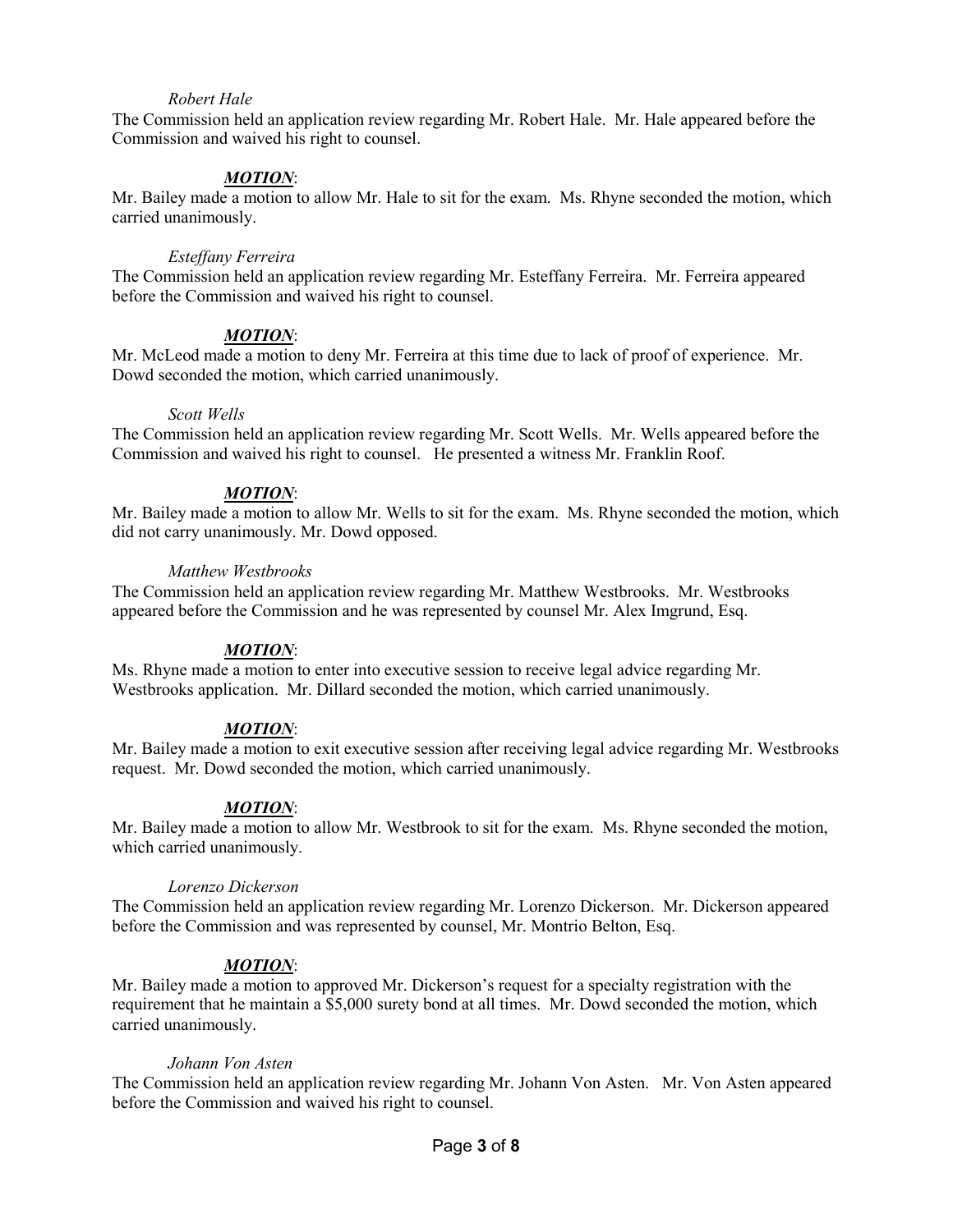*Robert Hale*

The Commission held an application review regarding Mr. Robert Hale. Mr. Hale appeared before the Commission and waived his right to counsel.

***MOTION***:

Mr. Bailey made a motion to allow Mr. Hale to sit for the exam. Ms. Rhyne seconded the motion, which carried unanimously.

*Esteffany Ferreira*

The Commission held an application review regarding Mr. Esteffany Ferreira. Mr. Ferreira appeared before the Commission and waived his right to counsel.

***MOTION***:

Mr. McLeod made a motion to deny Mr. Ferreira at this time due to lack of proof of experience. Mr. Dowd seconded the motion, which carried unanimously.

*Scott Wells*

The Commission held an application review regarding Mr. Scott Wells. Mr. Wells appeared before the Commission and waived his right to counsel. He presented a witness Mr. Franklin Roof.

***MOTION***:

Mr. Bailey made a motion to allow Mr. Wells to sit for the exam. Ms. Rhyne seconded the motion, which did not carry unanimously. Mr. Dowd opposed.

*Matthew Westbrooks*

The Commission held an application review regarding Mr. Matthew Westbrooks. Mr. Westbrooks appeared before the Commission and he was represented by counsel Mr. Alex Imgrund, Esq.

***MOTION***:

Ms. Rhyne made a motion to enter into executive session to receive legal advice regarding Mr. Westbrooks application. Mr. Dillard seconded the motion, which carried unanimously.

***MOTION***:

Mr. Bailey made a motion to exit executive session after receiving legal advice regarding Mr. Westbrooks request. Mr. Dowd seconded the motion, which carried unanimously.

***MOTION***:

Mr. Bailey made a motion to allow Mr. Westbrook to sit for the exam. Ms. Rhyne seconded the motion, which carried unanimously.

*Lorenzo Dickerson*

The Commission held an application review regarding Mr. Lorenzo Dickerson. Mr. Dickerson appeared before the Commission and was represented by counsel, Mr. Montrio Belton, Esq.

***MOTION***:

Mr. Bailey made a motion to approved Mr. Dickerson's request for a specialty registration with the requirement that he maintain a $5,000 surety bond at all times. Mr. Dowd seconded the motion, which carried unanimously.

*Johann Von Asten*

The Commission held an application review regarding Mr. Johann Von Asten. Mr. Von Asten appeared before the Commission and waived his right to counsel.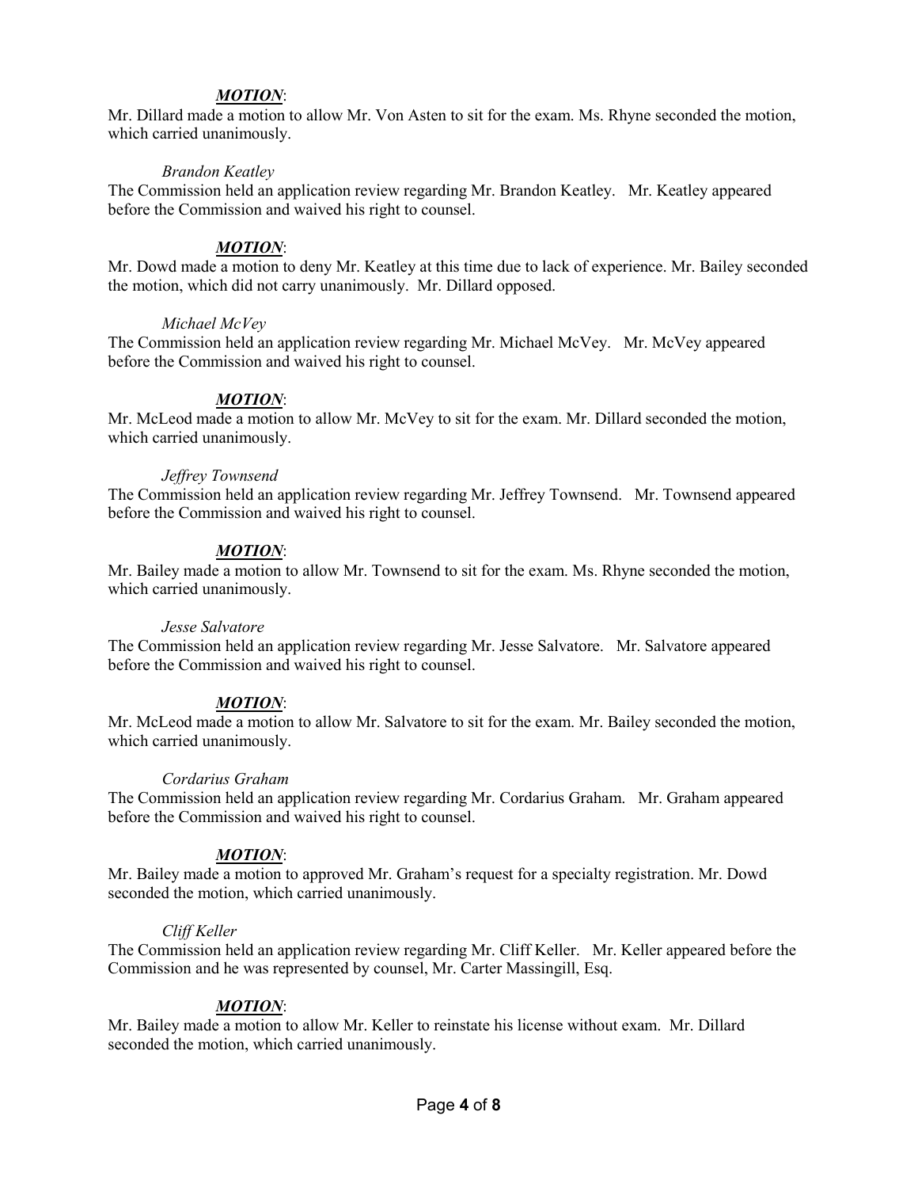***MOTION***:
Mr. Dillard made a motion to allow Mr. Von Asten to sit for the exam. Ms. Rhyne seconded the motion, which carried unanimously.

*Brandon Keatley*
The Commission held an application review regarding Mr. Brandon Keatley. Mr. Keatley appeared before the Commission and waived his right to counsel.

***MOTION***:
Mr. Dowd made a motion to deny Mr. Keatley at this time due to lack of experience. Mr. Bailey seconded the motion, which did not carry unanimously. Mr. Dillard opposed.

*Michael McVey*
The Commission held an application review regarding Mr. Michael McVey. Mr. McVey appeared before the Commission and waived his right to counsel.

***MOTION***:
Mr. McLeod made a motion to allow Mr. McVey to sit for the exam. Mr. Dillard seconded the motion, which carried unanimously.

*Jeffrey Townsend*
The Commission held an application review regarding Mr. Jeffrey Townsend. Mr. Townsend appeared before the Commission and waived his right to counsel.

***MOTION***:
Mr. Bailey made a motion to allow Mr. Townsend to sit for the exam. Ms. Rhyne seconded the motion, which carried unanimously.

*Jesse Salvatore*
The Commission held an application review regarding Mr. Jesse Salvatore. Mr. Salvatore appeared before the Commission and waived his right to counsel.

***MOTION***:
Mr. McLeod made a motion to allow Mr. Salvatore to sit for the exam. Mr. Bailey seconded the motion, which carried unanimously.

*Cordarius Graham*
The Commission held an application review regarding Mr. Cordarius Graham. Mr. Graham appeared before the Commission and waived his right to counsel.

***MOTION***:
Mr. Bailey made a motion to approved Mr. Graham's request for a specialty registration. Mr. Dowd seconded the motion, which carried unanimously.

*Cliff Keller*
The Commission held an application review regarding Mr. Cliff Keller. Mr. Keller appeared before the Commission and he was represented by counsel, Mr. Carter Massingill, Esq.

***MOTION***:
Mr. Bailey made a motion to allow Mr. Keller to reinstate his license without exam. Mr. Dillard seconded the motion, which carried unanimously.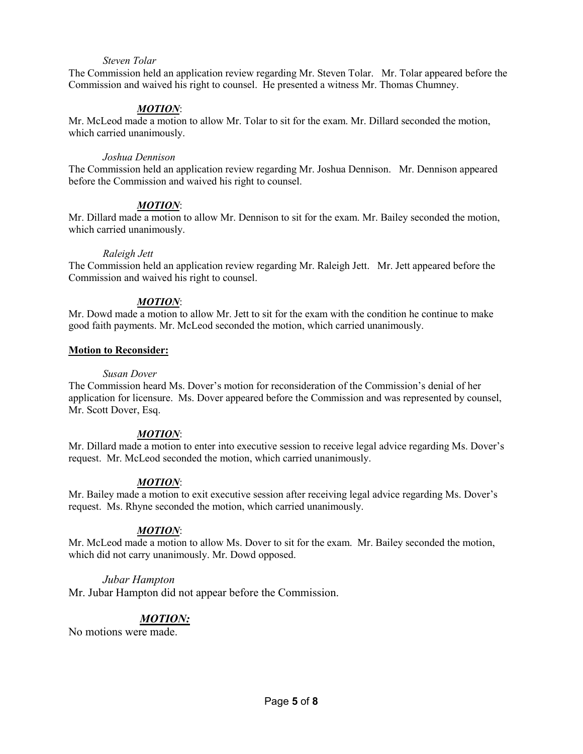*Steven Tolar*

The Commission held an application review regarding Mr. Steven Tolar. Mr. Tolar appeared before the Commission and waived his right to counsel. He presented a witness Mr. Thomas Chumney.

***MOTION***:

Mr. McLeod made a motion to allow Mr. Tolar to sit for the exam. Mr. Dillard seconded the motion, which carried unanimously.

*Joshua Dennison*

The Commission held an application review regarding Mr. Joshua Dennison. Mr. Dennison appeared before the Commission and waived his right to counsel.

***MOTION***:

Mr. Dillard made a motion to allow Mr. Dennison to sit for the exam. Mr. Bailey seconded the motion, which carried unanimously.

*Raleigh Jett*

The Commission held an application review regarding Mr. Raleigh Jett. Mr. Jett appeared before the Commission and waived his right to counsel.

***MOTION***:

Mr. Dowd made a motion to allow Mr. Jett to sit for the exam with the condition he continue to make good faith payments. Mr. McLeod seconded the motion, which carried unanimously.

**Motion to Reconsider:**

*Susan Dover*

The Commission heard Ms. Dover's motion for reconsideration of the Commission's denial of her application for licensure. Ms. Dover appeared before the Commission and was represented by counsel, Mr. Scott Dover, Esq.

***MOTION***:

Mr. Dillard made a motion to enter into executive session to receive legal advice regarding Ms. Dover's request. Mr. McLeod seconded the motion, which carried unanimously.

***MOTION***:

Mr. Bailey made a motion to exit executive session after receiving legal advice regarding Ms. Dover's request. Ms. Rhyne seconded the motion, which carried unanimously.

***MOTION***:

Mr. McLeod made a motion to allow Ms. Dover to sit for the exam. Mr. Bailey seconded the motion, which did not carry unanimously. Mr. Dowd opposed.

*Jubar Hampton*

Mr. Jubar Hampton did not appear before the Commission.

***MOTION:***

No motions were made.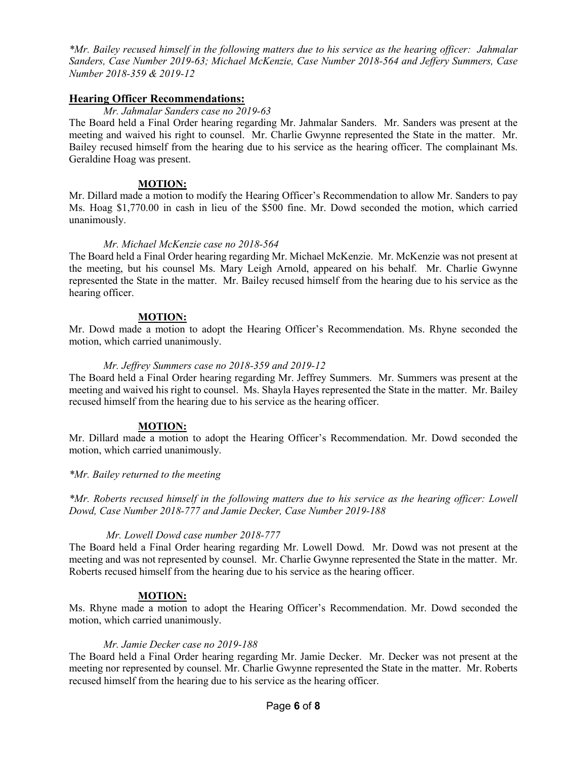*\*Mr. Bailey recused himself in the following matters due to his service as the hearing officer: Jahmalar Sanders, Case Number 2019-63; Michael McKenzie, Case Number 2018-564 and Jeffery Summers, Case Number 2018-359 & 2019-12*

## Hearing Officer Recommendations:

*Mr. Jahmalar Sanders case no 2019-63*

The Board held a Final Order hearing regarding Mr. Jahmalar Sanders. Mr. Sanders was present at the meeting and waived his right to counsel. Mr. Charlie Gwynne represented the State in the matter. Mr. Bailey recused himself from the hearing due to his service as the hearing officer. The complainant Ms. Geraldine Hoag was present.

**MOTION:**

Mr. Dillard made a motion to modify the Hearing Officer's Recommendation to allow Mr. Sanders to pay Ms. Hoag $1,770.00 in cash in lieu of the $500 fine. Mr. Dowd seconded the motion, which carried unanimously.

*Mr. Michael McKenzie case no 2018-564*

The Board held a Final Order hearing regarding Mr. Michael McKenzie. Mr. McKenzie was not present at the meeting, but his counsel Ms. Mary Leigh Arnold, appeared on his behalf. Mr. Charlie Gwynne represented the State in the matter. Mr. Bailey recused himself from the hearing due to his service as the hearing officer.

**MOTION:**

Mr. Dowd made a motion to adopt the Hearing Officer's Recommendation. Ms. Rhyne seconded the motion, which carried unanimously.

*Mr. Jeffrey Summers case no 2018-359 and 2019-12*

The Board held a Final Order hearing regarding Mr. Jeffrey Summers. Mr. Summers was present at the meeting and waived his right to counsel. Ms. Shayla Hayes represented the State in the matter. Mr. Bailey recused himself from the hearing due to his service as the hearing officer.

**MOTION:**

Mr. Dillard made a motion to adopt the Hearing Officer's Recommendation. Mr. Dowd seconded the motion, which carried unanimously.

*\*Mr. Bailey returned to the meeting*

*\*Mr. Roberts recused himself in the following matters due to his service as the hearing officer: Lowell Dowd, Case Number 2018-777 and Jamie Decker, Case Number 2019-188*

*Mr. Lowell Dowd case number 2018-777*

The Board held a Final Order hearing regarding Mr. Lowell Dowd. Mr. Dowd was not present at the meeting and was not represented by counsel. Mr. Charlie Gwynne represented the State in the matter. Mr. Roberts recused himself from the hearing due to his service as the hearing officer.

**MOTION:**

Ms. Rhyne made a motion to adopt the Hearing Officer's Recommendation. Mr. Dowd seconded the motion, which carried unanimously.

*Mr. Jamie Decker case no 2019-188*

The Board held a Final Order hearing regarding Mr. Jamie Decker. Mr. Decker was not present at the meeting nor represented by counsel. Mr. Charlie Gwynne represented the State in the matter. Mr. Roberts recused himself from the hearing due to his service as the hearing officer.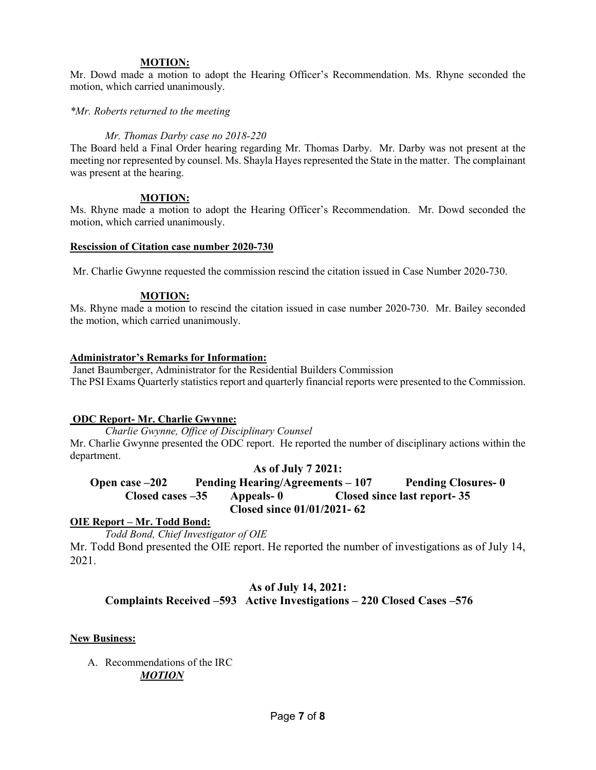**MOTION:**

Mr. Dowd made a motion to adopt the Hearing Officer's Recommendation. Ms. Rhyne seconded the motion, which carried unanimously.

*\*Mr. Roberts returned to the meeting*

*Mr. Thomas Darby case no 2018-220*

The Board held a Final Order hearing regarding Mr. Thomas Darby. Mr. Darby was not present at the meeting nor represented by counsel. Ms. Shayla Hayes represented the State in the matter. The complainant was present at the hearing.

**MOTION:**

Ms. Rhyne made a motion to adopt the Hearing Officer's Recommendation. Mr. Dowd seconded the motion, which carried unanimously.

**Rescission of Citation case number 2020-730**

Mr. Charlie Gwynne requested the commission rescind the citation issued in Case Number 2020-730.

**MOTION:**

Ms. Rhyne made a motion to rescind the citation issued in case number 2020-730. Mr. Bailey seconded the motion, which carried unanimously.

**Administrator's Remarks for Information:**

Janet Baumberger, Administrator for the Residential Builders Commission
The PSI Exams Quarterly statistics report and quarterly financial reports were presented to the Commission.

**ODC Report- Mr. Charlie Gwynne:**

*Charlie Gwynne, Office of Disciplinary Counsel*

Mr. Charlie Gwynne presented the ODC report. He reported the number of disciplinary actions within the department.

**As of July 7 2021:**

**Open case –202 Pending Hearing/Agreements – 107 Pending Closures- 0**
**Closed cases –35 Appeals- 0 Closed since last report- 35**
**Closed since 01/01/2021- 62**

**OIE Report – Mr. Todd Bond:**

*Todd Bond, Chief Investigator of OIE*

Mr. Todd Bond presented the OIE report. He reported the number of investigations as of July 14, 2021.

**As of July 14, 2021:**

**Complaints Received –593 Active Investigations – 220 Closed Cases –576**

**New Business:**

A. Recommendations of the IRC
   ***MOTION***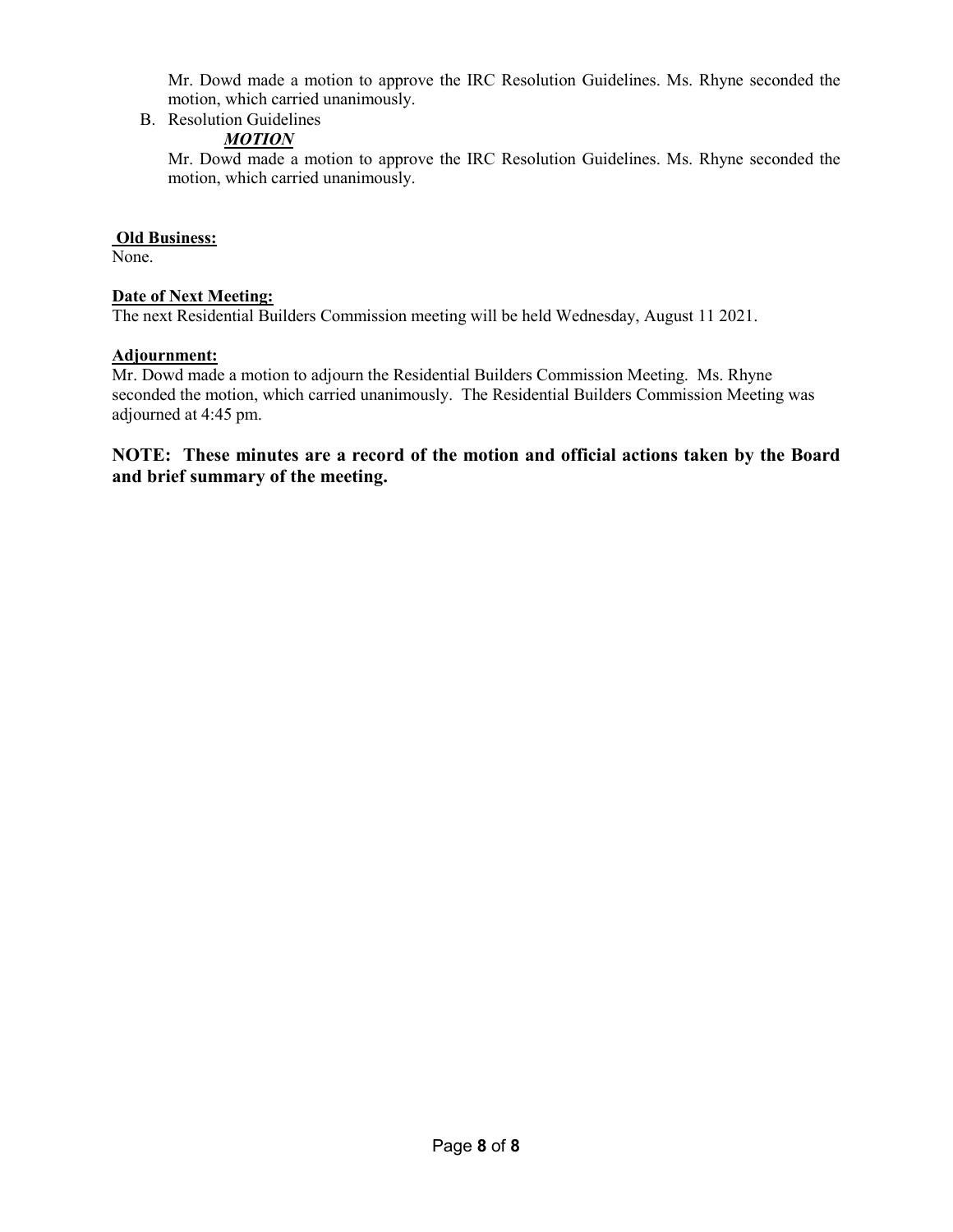Mr. Dowd made a motion to approve the IRC Resolution Guidelines. Ms. Rhyne seconded the motion, which carried unanimously.

B. Resolution Guidelines

***MOTION***

Mr. Dowd made a motion to approve the IRC Resolution Guidelines. Ms. Rhyne seconded the motion, which carried unanimously.

**Old Business:**

None.

**Date of Next Meeting:**

The next Residential Builders Commission meeting will be held Wednesday, August 11 2021.

**Adjournment:**

Mr. Dowd made a motion to adjourn the Residential Builders Commission Meeting. Ms. Rhyne seconded the motion, which carried unanimously. The Residential Builders Commission Meeting was adjourned at 4:45 pm.

**NOTE: These minutes are a record of the motion and official actions taken by the Board and brief summary of the meeting.**